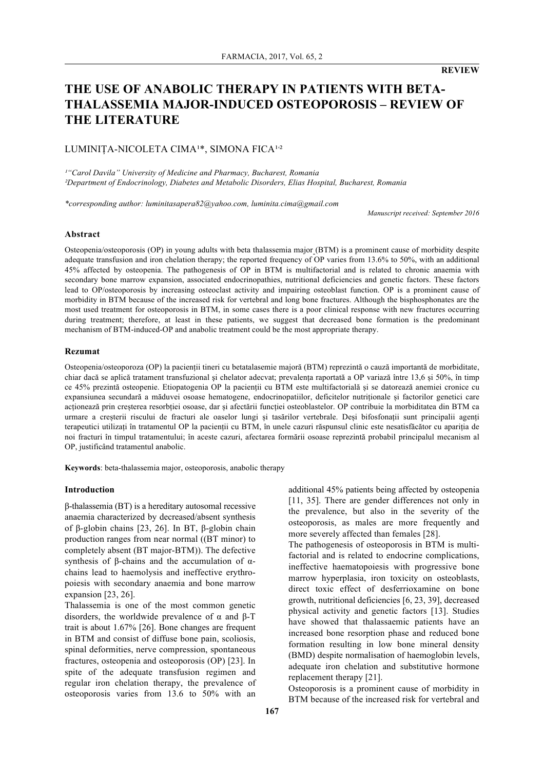**REVIEW**

# THE USE OF ANABOLIC THERAPY IN PATIENTS WITH BETA-THALASSEMIA MAJOR-INDUCED OSTEOPOROSIS – REVIEW OF THE LITERATURE

LUMINIȚA-NICOLETA CIMA[1]*, SIMONA FICA[1,2]

*[1]"Carol Davila" University of Medicine and Pharmacy, Bucharest, Romania*
*[2]Department of Endocrinology, Diabetes and Metabolic Disorders, Elias Hospital, Bucharest, Romania*

*\*corresponding author: luminitasapera82@yahoo.com, luminita.cima@gmail.com*

*Manuscript received: September 2016*

### Abstract

Osteopenia/osteoporosis (OP) in young adults with beta thalassemia major (BTM) is a prominent cause of morbidity despite adequate transfusion and iron chelation therapy; the reported frequency of OP varies from 13.6% to 50%, with an additional 45% affected by osteopenia. The pathogenesis of OP in BTM is multifactorial and is related to chronic anaemia with secondary bone marrow expansion, associated endocrinopathies, nutritional deficiencies and genetic factors. These factors lead to OP/osteoporosis by increasing osteoclast activity and impairing osteoblast function. OP is a prominent cause of morbidity in BTM because of the increased risk for vertebral and long bone fractures. Although the bisphosphonates are the most used treatment for osteoporosis in BTM, in some cases there is a poor clinical response with new fractures occurring during treatment; therefore, at least in these patients, we suggest that decreased bone formation is the predominant mechanism of BTM-induced-OP and anabolic treatment could be the most appropriate therapy.

### Rezumat

Osteopenia/osteoporoza (OP) la pacienții tineri cu betatalasemie majoră (BTM) reprezintă o cauză importantă de morbiditate, chiar dacă se aplică tratament transfuzional și chelator adecvat; prevalența raportată a OP variază între 13,6 și 50%, în timp ce 45% prezintă osteopenie. Etiopatogenia OP la pacienții cu BTM este multifactorială și se datorează anemiei cronice cu expansiunea secundară a măduvei osoase hematogene, endocrinopatiilor, deficitelor nutriționale și factorilor genetici care acționează prin creșterea resorbției osoase, dar și afectării funcției osteoblastelor. OP contribuie la morbiditatea din BTM ca urmare a creșterii riscului de fracturi ale oaselor lungi și tasărilor vertebrale. Deși bifosfonații sunt principalii agenți terapeutici utilizați în tratamentul OP la pacienții cu BTM, în unele cazuri răspunsul clinic este nesatisfăcător cu apariția de noi fracturi în timpul tratamentului; în aceste cazuri, afectarea formării osoase reprezintă probabil principalul mecanism al OP, justificând tratamentul anabolic.

**Keywords**: beta-thalassemia major, osteoporosis, anabolic therapy

### Introduction

β-thalassemia (BT) is a hereditary autosomal recessive anaemia characterized by decreased/absent synthesis of β-globin chains [23, 26]. In BT, β-globin chain production ranges from near normal ((BT minor) to completely absent (BT major-BTM)). The defective synthesis of β-chains and the accumulation of α-chains lead to haemolysis and ineffective erythropoiesis with secondary anaemia and bone marrow expansion [23, 26].

Thalassemia is one of the most common genetic disorders, the worldwide prevalence of α and β-T trait is about 1.67% [26]. Bone changes are frequent in BTM and consist of diffuse bone pain, scoliosis, spinal deformities, nerve compression, spontaneous fractures, osteopenia and osteoporosis (OP) [23]. In spite of the adequate transfusion regimen and regular iron chelation therapy, the prevalence of osteoporosis varies from 13.6 to 50% with an additional 45% patients being affected by osteopenia [11, 35]. There are gender differences not only in the prevalence, but also in the severity of the osteoporosis, as males are more frequently and more severely affected than females [28].

The pathogenesis of osteoporosis in BTM is multifactorial and is related to endocrine complications, ineffective haematopoiesis with progressive bone marrow hyperplasia, iron toxicity on osteoblasts, direct toxic effect of desferrioxamine on bone growth, nutritional deficiencies [6, 23, 39], decreased physical activity and genetic factors [13]. Studies have showed that thalassaemic patients have an increased bone resorption phase and reduced bone formation resulting in low bone mineral density (BMD) despite normalisation of haemoglobin levels, adequate iron chelation and substitutive hormone replacement therapy [21].

Osteoporosis is a prominent cause of morbidity in BTM because of the increased risk for vertebral and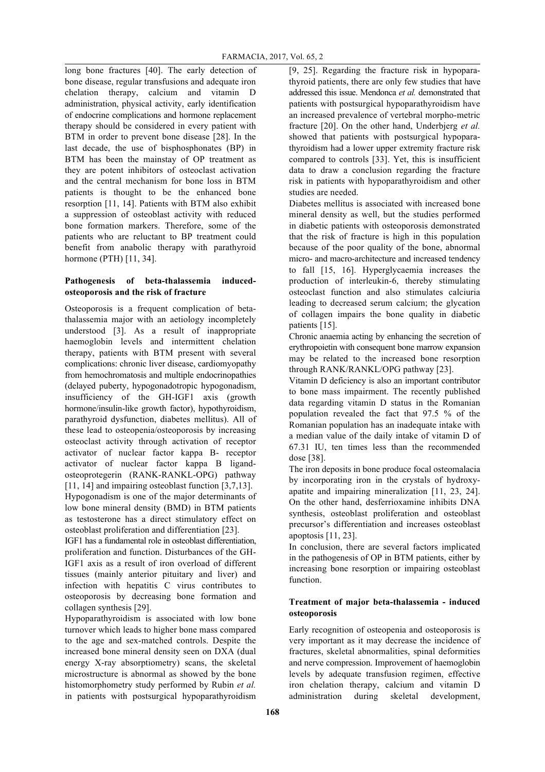long bone fractures [40]. The early detection of bone disease, regular transfusions and adequate iron chelation therapy, calcium and vitamin D administration, physical activity, early identification of endocrine complications and hormone replacement therapy should be considered in every patient with BTM in order to prevent bone disease [28]. In the last decade, the use of bisphosphonates (BP) in BTM has been the mainstay of OP treatment as they are potent inhibitors of osteoclast activation and the central mechanism for bone loss in BTM patients is thought to be the enhanced bone resorption [11, 14]. Patients with BTM also exhibit a suppression of osteoblast activity with reduced bone formation markers. Therefore, some of the patients who are reluctant to BP treatment could benefit from anabolic therapy with parathyroid hormone (PTH) [11, 34].

**Pathogenesis of beta-thalassemia induced-osteoporosis and the risk of fracture**

Osteoporosis is a frequent complication of beta-thalassemia major with an aetiology incompletely understood [3]. As a result of inappropriate haemoglobin levels and intermittent chelation therapy, patients with BTM present with several complications: chronic liver disease, cardiomyopathy from hemochromatosis and multiple endocrinopathies (delayed puberty, hypogonadotropic hypogonadism, insufficiency of the GH-IGF1 axis (growth hormone/insulin-like growth factor), hypothyroidism, parathyroid dysfunction, diabetes mellitus). All of these lead to osteopenia/osteoporosis by increasing osteoclast activity through activation of receptor activator of nuclear factor kappa B- receptor activator of nuclear factor kappa B ligand-osteoprotegerin (RANK-RANKL-OPG) pathway [11, 14] and impairing osteoblast function [3,7,13].

Hypogonadism is one of the major determinants of low bone mineral density (BMD) in BTM patients as testosterone has a direct stimulatory effect on osteoblast proliferation and differentiation [23].

IGF1 has a fundamental role in osteoblast differentiation, proliferation and function. Disturbances of the GH-IGF1 axis as a result of iron overload of different tissues (mainly anterior pituitary and liver) and infection with hepatitis C virus contributes to osteoporosis by decreasing bone formation and collagen synthesis [29].

Hypoparathyroidism is associated with low bone turnover which leads to higher bone mass compared to the age and sex-matched controls. Despite the increased bone mineral density seen on DXA (dual energy X-ray absorptiometry) scans, the skeletal microstructure is abnormal as showed by the bone histomorphometry study performed by Rubin *et al.* in patients with postsurgical hypoparathyroidism [9, 25]. Regarding the fracture risk in hypoparathyroid patients, there are only few studies that have addressed this issue. Mendonca *et al.* demonstrated that patients with postsurgical hypoparathyroidism have an increased prevalence of vertebral morpho-metric fracture [20]. On the other hand, Underbjerg *et al.* showed that patients with postsurgical hypoparathyroidism had a lower upper extremity fracture risk compared to controls [33]. Yet, this is insufficient data to draw a conclusion regarding the fracture risk in patients with hypoparathyroidism and other studies are needed.

Diabetes mellitus is associated with increased bone mineral density as well, but the studies performed in diabetic patients with osteoporosis demonstrated that the risk of fracture is high in this population because of the poor quality of the bone, abnormal micro- and macro-architecture and increased tendency to fall [15, 16]. Hyperglycaemia increases the production of interleukin-6, thereby stimulating osteoclast function and also stimulates calciuria leading to decreased serum calcium; the glycation of collagen impairs the bone quality in diabetic patients [15].

Chronic anaemia acting by enhancing the secretion of erythropoietin with consequent bone marrow expansion may be related to the increased bone resorption through RANK/RANKL/OPG pathway [23].

Vitamin D deficiency is also an important contributor to bone mass impairment. The recently published data regarding vitamin D status in the Romanian population revealed the fact that 97.5 % of the Romanian population has an inadequate intake with a median value of the daily intake of vitamin D of 67.31 IU, ten times less than the recommended dose [38].

The iron deposits in bone produce focal osteomalacia by incorporating iron in the crystals of hydroxy-apatite and impairing mineralization [11, 23, 24]. On the other hand, desferrioxamine inhibits DNA synthesis, osteoblast proliferation and osteoblast precursor's differentiation and increases osteoblast apoptosis [11, 23].

In conclusion, there are several factors implicated in the pathogenesis of OP in BTM patients, either by increasing bone resorption or impairing osteoblast function.

**Treatment of major beta-thalassemia - induced osteoporosis**

Early recognition of osteopenia and osteoporosis is very important as it may decrease the incidence of fractures, skeletal abnormalities, spinal deformities and nerve compression. Improvement of haemoglobin levels by adequate transfusion regimen, effective iron chelation therapy, calcium and vitamin D administration during skeletal development,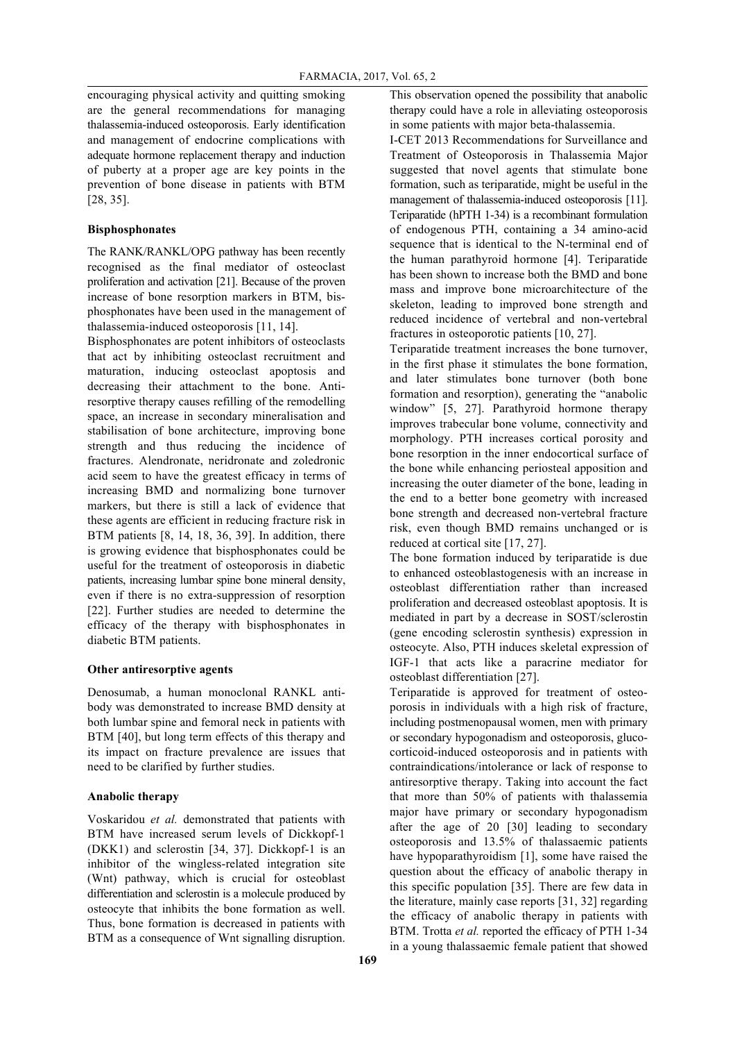encouraging physical activity and quitting smoking are the general recommendations for managing thalassemia-induced osteoporosis. Early identification and management of endocrine complications with adequate hormone replacement therapy and induction of puberty at a proper age are key points in the prevention of bone disease in patients with BTM [28, 35].

**Bisphosphonates**

The RANK/RANKL/OPG pathway has been recently recognised as the final mediator of osteoclast proliferation and activation [21]. Because of the proven increase of bone resorption markers in BTM, bisphosphonates have been used in the management of thalassemia-induced osteoporosis [11, 14].

Bisphosphonates are potent inhibitors of osteoclasts that act by inhibiting osteoclast recruitment and maturation, inducing osteoclast apoptosis and decreasing their attachment to the bone. Antiresorptive therapy causes refilling of the remodelling space, an increase in secondary mineralisation and stabilisation of bone architecture, improving bone strength and thus reducing the incidence of fractures. Alendronate, neridronate and zoledronic acid seem to have the greatest efficacy in terms of increasing BMD and normalizing bone turnover markers, but there is still a lack of evidence that these agents are efficient in reducing fracture risk in BTM patients [8, 14, 18, 36, 39]. In addition, there is growing evidence that bisphosphonates could be useful for the treatment of osteoporosis in diabetic patients, increasing lumbar spine bone mineral density, even if there is no extra-suppression of resorption [22]. Further studies are needed to determine the efficacy of the therapy with bisphosphonates in diabetic BTM patients.

**Other antiresorptive agents**

Denosumab, a human monoclonal RANKL antibody was demonstrated to increase BMD density at both lumbar spine and femoral neck in patients with BTM [40], but long term effects of this therapy and its impact on fracture prevalence are issues that need to be clarified by further studies.

**Anabolic therapy**

Voskaridou *et al.* demonstrated that patients with BTM have increased serum levels of Dickkopf-1 (DKK1) and sclerostin [34, 37]. Dickkopf-1 is an inhibitor of the wingless-related integration site (Wnt) pathway, which is crucial for osteoblast differentiation and sclerostin is a molecule produced by osteocyte that inhibits the bone formation as well. Thus, bone formation is decreased in patients with BTM as a consequence of Wnt signalling disruption. This observation opened the possibility that anabolic therapy could have a role in alleviating osteoporosis in some patients with major beta-thalassemia.

I-CET 2013 Recommendations for Surveillance and Treatment of Osteoporosis in Thalassemia Major suggested that novel agents that stimulate bone formation, such as teriparatide, might be useful in the management of thalassemia-induced osteoporosis [11]. Teriparatide (hPTH 1-34) is a recombinant formulation of endogenous PTH, containing a 34 amino-acid sequence that is identical to the N-terminal end of the human parathyroid hormone [4]. Teriparatide has been shown to increase both the BMD and bone mass and improve bone microarchitecture of the skeleton, leading to improved bone strength and reduced incidence of vertebral and non-vertebral fractures in osteoporotic patients [10, 27].

Teriparatide treatment increases the bone turnover, in the first phase it stimulates the bone formation, and later stimulates bone turnover (both bone formation and resorption), generating the "anabolic window" [5, 27]. Parathyroid hormone therapy improves trabecular bone volume, connectivity and morphology. PTH increases cortical porosity and bone resorption in the inner endocortical surface of the bone while enhancing periosteal apposition and increasing the outer diameter of the bone, leading in the end to a better bone geometry with increased bone strength and decreased non-vertebral fracture risk, even though BMD remains unchanged or is reduced at cortical site [17, 27].

The bone formation induced by teriparatide is due to enhanced osteoblastogenesis with an increase in osteoblast differentiation rather than increased proliferation and decreased osteoblast apoptosis. It is mediated in part by a decrease in SOST/sclerostin (gene encoding sclerostin synthesis) expression in osteocyte. Also, PTH induces skeletal expression of IGF-1 that acts like a paracrine mediator for osteoblast differentiation [27].

Teriparatide is approved for treatment of osteoporosis in individuals with a high risk of fracture, including postmenopausal women, men with primary or secondary hypogonadism and osteoporosis, glucocorticoid-induced osteoporosis and in patients with contraindications/intolerance or lack of response to antiresorptive therapy. Taking into account the fact that more than 50% of patients with thalassemia major have primary or secondary hypogonadism after the age of 20 [30] leading to secondary osteoporosis and 13.5% of thalassaemic patients have hypoparathyroidism [1], some have raised the question about the efficacy of anabolic therapy in this specific population [35]. There are few data in the literature, mainly case reports [31, 32] regarding the efficacy of anabolic therapy in patients with BTM. Trotta *et al.* reported the efficacy of PTH 1-34 in a young thalassaemic female patient that showed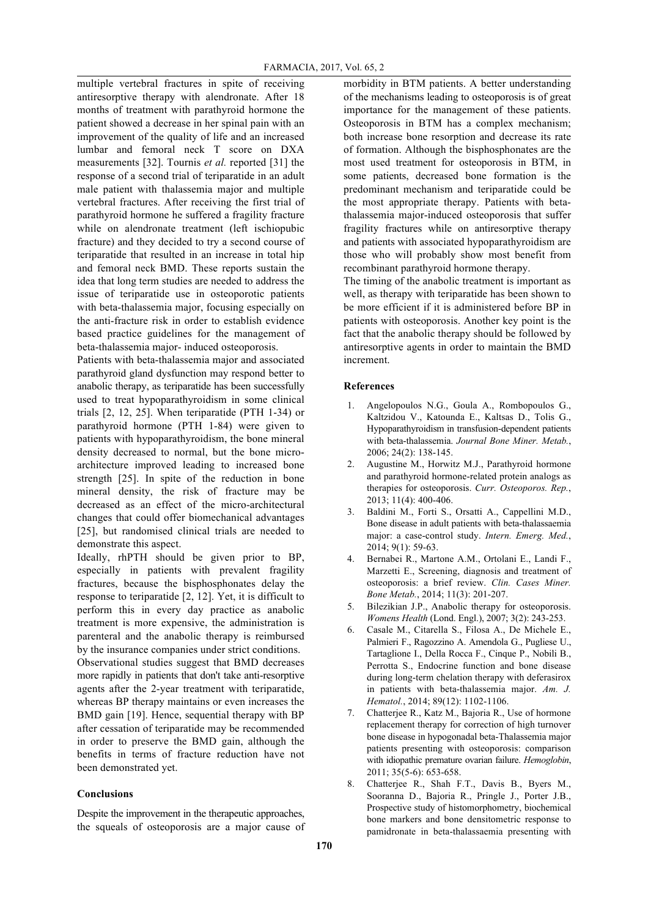multiple vertebral fractures in spite of receiving antiresorptive therapy with alendronate. After 18 months of treatment with parathyroid hormone the patient showed a decrease in her spinal pain with an improvement of the quality of life and an increased lumbar and femoral neck T score on DXA measurements [32]. Tournis *et al.* reported [31] the response of a second trial of teriparatide in an adult male patient with thalassemia major and multiple vertebral fractures. After receiving the first trial of parathyroid hormone he suffered a fragility fracture while on alendronate treatment (left ischiopubic fracture) and they decided to try a second course of teriparatide that resulted in an increase in total hip and femoral neck BMD. These reports sustain the idea that long term studies are needed to address the issue of teriparatide use in osteoporotic patients with beta-thalassemia major, focusing especially on the anti-fracture risk in order to establish evidence based practice guidelines for the management of beta-thalassemia major- induced osteoporosis.

Patients with beta-thalassemia major and associated parathyroid gland dysfunction may respond better to anabolic therapy, as teriparatide has been successfully used to treat hypoparathyroidism in some clinical trials [2, 12, 25]. When teriparatide (PTH 1-34) or parathyroid hormone (PTH 1-84) were given to patients with hypoparathyroidism, the bone mineral density decreased to normal, but the bone micro-architecture improved leading to increased bone strength [25]. In spite of the reduction in bone mineral density, the risk of fracture may be decreased as an effect of the micro-architectural changes that could offer biomechanical advantages [25], but randomised clinical trials are needed to demonstrate this aspect.

Ideally, rhPTH should be given prior to BP, especially in patients with prevalent fragility fractures, because the bisphosphonates delay the response to teriparatide [2, 12]. Yet, it is difficult to perform this in every day practice as anabolic treatment is more expensive, the administration is parenteral and the anabolic therapy is reimbursed by the insurance companies under strict conditions.

Observational studies suggest that BMD decreases more rapidly in patients that don't take anti-resorptive agents after the 2-year treatment with teriparatide, whereas BP therapy maintains or even increases the BMD gain [19]. Hence, sequential therapy with BP after cessation of teriparatide may be recommended in order to preserve the BMD gain, although the benefits in terms of fracture reduction have not been demonstrated yet.

## Conclusions

Despite the improvement in the therapeutic approaches, the squeals of osteoporosis are a major cause of morbidity in BTM patients. A better understanding of the mechanisms leading to osteoporosis is of great importance for the management of these patients. Osteoporosis in BTM has a complex mechanism; both increase bone resorption and decrease its rate of formation. Although the bisphosphonates are the most used treatment for osteoporosis in BTM, in some patients, decreased bone formation is the predominant mechanism and teriparatide could be the most appropriate therapy. Patients with beta-thalassemia major-induced osteoporosis that suffer fragility fractures while on antiresorptive therapy and patients with associated hypoparathyroidism are those who will probably show most benefit from recombinant parathyroid hormone therapy.

The timing of the anabolic treatment is important as well, as therapy with teriparatide has been shown to be more efficient if it is administered before BP in patients with osteoporosis. Another key point is the fact that the anabolic therapy should be followed by antiresorptive agents in order to maintain the BMD increment.

## References

1. Angelopoulos N.G., Goula A., Rombopoulos G., Kaltzidou V., Katounda E., Kaltsas D., Tolis G., Hypoparathyroidism in transfusion-dependent patients with beta-thalassemia. *Journal Bone Miner. Metab.*, 2006; 24(2): 138-145.
2. Augustine M., Horwitz M.J., Parathyroid hormone and parathyroid hormone-related protein analogs as therapies for osteoporosis. *Curr. Osteoporos. Rep.*, 2013; 11(4): 400-406.
3. Baldini M., Forti S., Orsatti A., Cappellini M.D., Bone disease in adult patients with beta-thalassaemia major: a case-control study. *Intern. Emerg. Med.*, 2014; 9(1): 59-63.
4. Bernabei R., Martone A.M., Ortolani E., Landi F., Marzetti E., Screening, diagnosis and treatment of osteoporosis: a brief review. *Clin. Cases Miner. Bone Metab.*, 2014; 11(3): 201-207.
5. Bilezikian J.P., Anabolic therapy for osteoporosis. *Womens Health* (Lond. Engl.), 2007; 3(2): 243-253.
6. Casale M., Citarella S., Filosa A., De Michele E., Palmieri F., Ragozzino A. Amendola G., Pugliese U., Tartaglione I., Della Rocca F., Cinque P., Nobili B., Perrotta S., Endocrine function and bone disease during long-term chelation therapy with deferasirox in patients with beta-thalassemia major. *Am. J. Hematol.*, 2014; 89(12): 1102-1106.
7. Chatterjee R., Katz M., Bajoria R., Use of hormone replacement therapy for correction of high turnover bone disease in hypogonadal beta-Thalassemia major patients presenting with osteoporosis: comparison with idiopathic premature ovarian failure. *Hemoglobin*, 2011; 35(5-6): 653-658.
8. Chatterjee R., Shah F.T., Davis B., Byers M., Sooranna D., Bajoria R., Pringle J., Porter J.B., Prospective study of histomorphometry, biochemical bone markers and bone densitometric response to pamidronate in beta-thalassaemia presenting with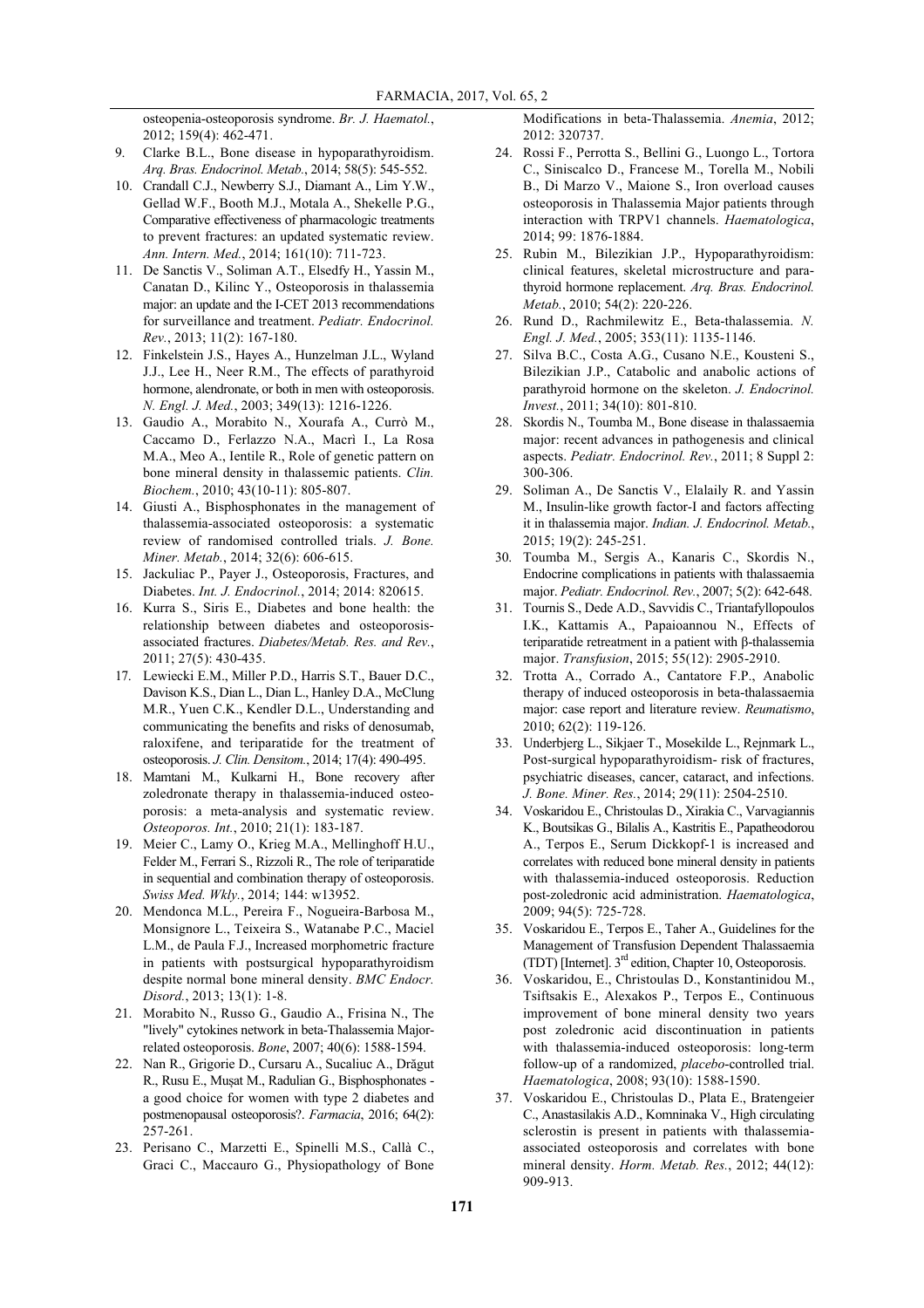osteopenia-osteoporosis syndrome. *Br. J. Haematol.*, 2012; 159(4): 462-471.

9. Clarke B.L., Bone disease in hypoparathyroidism. *Arq. Bras. Endocrinol. Metab.*, 2014; 58(5): 545-552.
10. Crandall C.J., Newberry S.J., Diamant A., Lim Y.W., Gellad W.F., Booth M.J., Motala A., Shekelle P.G., Comparative effectiveness of pharmacologic treatments to prevent fractures: an updated systematic review. *Ann. Intern. Med.*, 2014; 161(10): 711-723.
11. De Sanctis V., Soliman A.T., Elsedfy H., Yassin M., Canatan D., Kilinc Y., Osteoporosis in thalassemia major: an update and the I-CET 2013 recommendations for surveillance and treatment. *Pediatr. Endocrinol. Rev.*, 2013; 11(2): 167-180.
12. Finkelstein J.S., Hayes A., Hunzelman J.L., Wyland J.J., Lee H., Neer R.M., The effects of parathyroid hormone, alendronate, or both in men with osteoporosis. *N. Engl. J. Med.*, 2003; 349(13): 1216-1226.
13. Gaudio A., Morabito N., Xourafa A., Currò M., Caccamo D., Ferlazzo N.A., Macrì I., La Rosa M.A., Meo A., Ientile R., Role of genetic pattern on bone mineral density in thalassemic patients. *Clin. Biochem.*, 2010; 43(10-11): 805-807.
14. Giusti A., Bisphosphonates in the management of thalassemia-associated osteoporosis: a systematic review of randomised controlled trials. *J. Bone. Miner. Metab.*, 2014; 32(6): 606-615.
15. Jackuliac P., Payer J., Osteoporosis, Fractures, and Diabetes. *Int. J. Endocrinol.*, 2014; 2014: 820615.
16. Kurra S., Siris E., Diabetes and bone health: the relationship between diabetes and osteoporosis-associated fractures. *Diabetes/Metab. Res. and Rev.*, 2011; 27(5): 430-435.
17. Lewiecki E.M., Miller P.D., Harris S.T., Bauer D.C., Davison K.S., Dian L., Dian L., Hanley D.A., McClung M.R., Yuen C.K., Kendler D.L., Understanding and communicating the benefits and risks of denosumab, raloxifene, and teriparatide for the treatment of osteoporosis. *J. Clin. Densitom.*, 2014; 17(4): 490-495.
18. Mamtani M., Kulkarni H., Bone recovery after zoledronate therapy in thalassemia-induced osteoporosis: a meta-analysis and systematic review. *Osteoporos. Int.*, 2010; 21(1): 183-187.
19. Meier C., Lamy O., Krieg M.A., Mellinghoff H.U., Felder M., Ferrari S., Rizzoli R., The role of teriparatide in sequential and combination therapy of osteoporosis. *Swiss Med. Wkly.*, 2014; 144: w13952.
20. Mendonca M.L., Pereira F., Nogueira-Barbosa M., Monsignore L., Teixeira S., Watanabe P.C., Maciel L.M., de Paula F.J., Increased morphometric fracture in patients with postsurgical hypoparathyroidism despite normal bone mineral density. *BMC Endocr. Disord.*, 2013; 13(1): 1-8.
21. Morabito N., Russo G., Gaudio A., Frisina N., The "lively" cytokines network in beta-Thalassemia Major-related osteoporosis. *Bone*, 2007; 40(6): 1588-1594.
22. Nan R., Grigorie D., Cursaru A., Sucaliuc A., Drăgut R., Rusu E., Mușat M., Radulian G., Bisphosphonates - a good choice for women with type 2 diabetes and postmenopausal osteoporosis?. *Farmacia*, 2016; 64(2): 257-261.
23. Perisano C., Marzetti E., Spinelli M.S., Callà C., Graci C., Maccauro G., Physiopathology of Bone Modifications in beta-Thalassemia. *Anemia*, 2012; 2012: 320737.
24. Rossi F., Perrotta S., Bellini G., Luongo L., Tortora C., Siniscalco D., Francese M., Torella M., Nobili B., Di Marzo V., Maione S., Iron overload causes osteoporosis in Thalassemia Major patients through interaction with TRPV1 channels. *Haematologica*, 2014; 99: 1876-1884.
25. Rubin M., Bilezikian J.P., Hypoparathyroidism: clinical features, skeletal microstructure and parathyroid hormone replacement. *Arq. Bras. Endocrinol. Metab.*, 2010; 54(2): 220-226.
26. Rund D., Rachmilewitz E., Beta-thalassemia. *N. Engl. J. Med.*, 2005; 353(11): 1135-1146.
27. Silva B.C., Costa A.G., Cusano N.E., Kousteni S., Bilezikian J.P., Catabolic and anabolic actions of parathyroid hormone on the skeleton. *J. Endocrinol. Invest.*, 2011; 34(10): 801-810.
28. Skordis N., Toumba M., Bone disease in thalassaemia major: recent advances in pathogenesis and clinical aspects. *Pediatr. Endocrinol. Rev.*, 2011; 8 Suppl 2: 300-306.
29. Soliman A., De Sanctis V., Elalaily R. and Yassin M., Insulin-like growth factor-I and factors affecting it in thalassemia major. *Indian. J. Endocrinol. Metab.*, 2015; 19(2): 245-251.
30. Toumba M., Sergis A., Kanaris C., Skordis N., Endocrine complications in patients with thalassaemia major. *Pediatr. Endocrinol. Rev.*, 2007; 5(2): 642-648.
31. Tournis S., Dede A.D., Savvidis C., Triantafyllopoulos I.K., Kattamis A., Papaioannou N., Effects of teriparatide retreatment in a patient with β-thalassemia major. *Transfusion*, 2015; 55(12): 2905-2910.
32. Trotta A., Corrado A., Cantatore F.P., Anabolic therapy of induced osteoporosis in beta-thalassemia major: case report and literature review. *Reumatismo*, 2010; 62(2): 119-126.
33. Underbjerg L., Sikjaer T., Mosekilde L., Rejnmark L., Post-surgical hypoparathyroidism- risk of fractures, psychiatric diseases, cancer, cataract, and infections. *J. Bone. Miner. Res.*, 2014; 29(11): 2504-2510.
34. Voskaridou E., Christoulas D., Xirakia C., Varvagiannis K., Boutsikas G., Bilalis A., Kastritis E., Papatheodorou A., Terpos E., Serum Dickkopf-1 is increased and correlates with reduced bone mineral density in patients with thalassemia-induced osteoporosis. Reduction post-zoledronic acid administration. *Haematologica*, 2009; 94(5): 725-728.
35. Voskaridou E., Terpos E., Taher A., Guidelines for the Management of Transfusion Dependent Thalassaemia (TDT) [Internet]. 3rd edition, Chapter 10, Osteoporosis.
36. Voskaridou, E., Christoulas D., Konstantinidou M., Tsiftsakis E., Alexakos P., Terpos E., Continuous improvement of bone mineral density two years post zoledronic acid discontinuation in patients with thalassemia-induced osteoporosis: long-term follow-up of a randomized, *placebo*-controlled trial. *Haematologica*, 2008; 93(10): 1588-1590.
37. Voskaridou E., Christoulas D., Plata E., Bratengeier C., Anastasilakis A.D., Komninaka V., High circulating sclerostin is present in patients with thalassemia-associated osteoporosis and correlates with bone mineral density. *Horm. Metab. Res.*, 2012; 44(12): 909-913.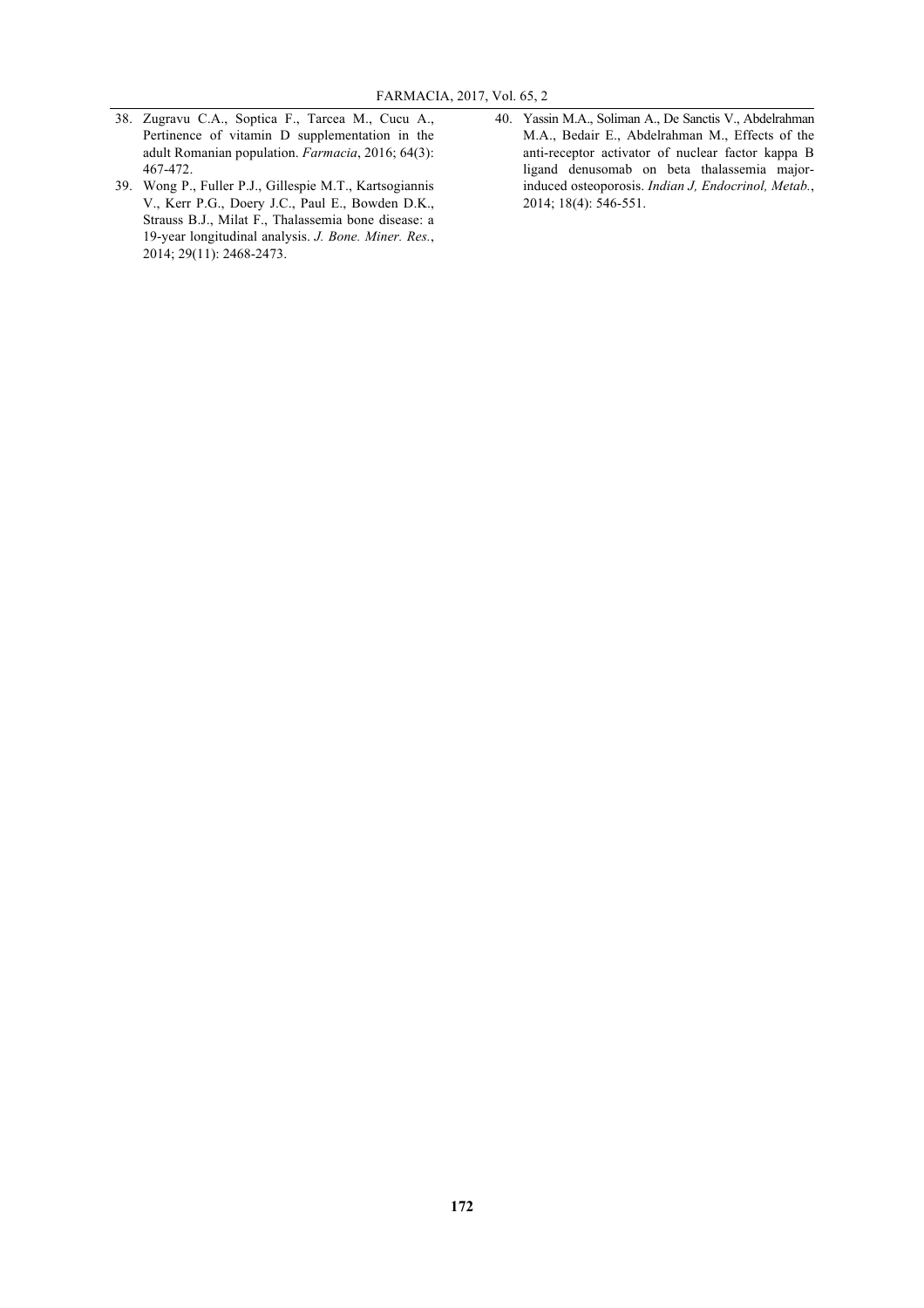38. Zugravu C.A., Soptica F., Tarcea M., Cucu A., Pertinence of vitamin D supplementation in the adult Romanian population. *Farmacia*, 2016; 64(3): 467-472.
39. Wong P., Fuller P.J., Gillespie M.T., Kartsogiannis V., Kerr P.G., Doery J.C., Paul E., Bowden D.K., Strauss B.J., Milat F., Thalassemia bone disease: a 19-year longitudinal analysis. *J. Bone. Miner. Res.*, 2014; 29(11): 2468-2473.
40. Yassin M.A., Soliman A., De Sanctis V., Abdelrahman M.A., Bedair E., Abdelrahman M., Effects of the anti-receptor activator of nuclear factor kappa B ligand denusomab on beta thalassemia major-induced osteoporosis. *Indian J, Endocrinol, Metab.*, 2014; 18(4): 546-551.